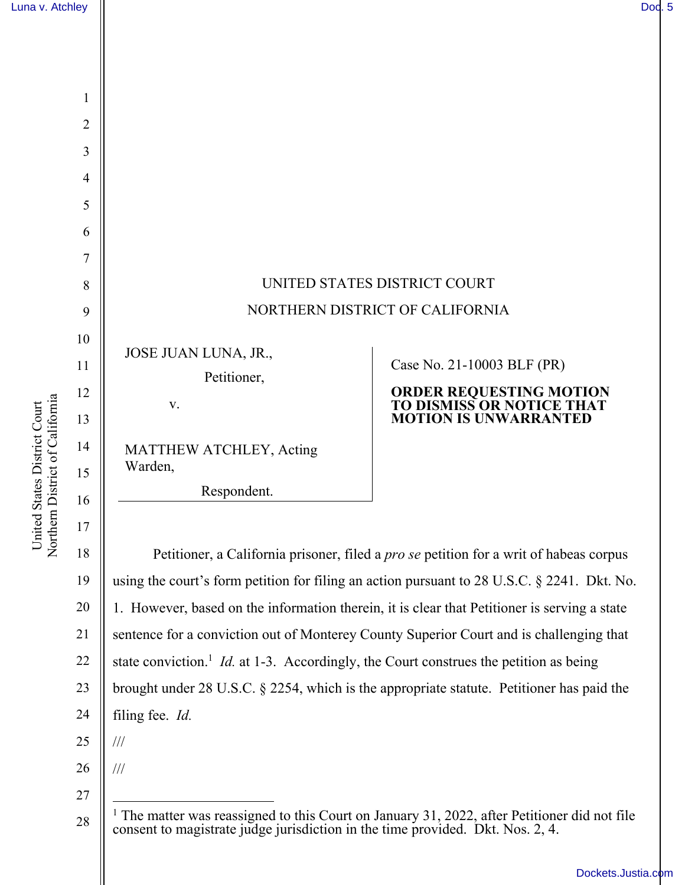UNITED STATES DISTRICT COURT

NORTHERN DISTRICT OF CALIFORNIA

JOSE JUAN LUNA, JR.,

Petitioner,

v.

MATTHEW ATCHLEY, Acting Warden,

Respondent.

Case No. 21-10003 BLF (PR)

**ORDER REQUESTING MOTION TO DISMISS OR NOTICE THAT MOTION IS UNWARRANTED**

Petitioner, a California prisoner, filed a *pro se* petition for a writ of habeas corpus using the court's form petition for filing an action pursuant to 28 U.S.C. § 2241. Dkt. No. 1. However, based on the information therein, it is clear that Petitioner is serving a state sentence for a conviction out of Monterey County Superior Court and is challenging that state conviction.[1] *Id.* at 1-3. Accordingly, the Court construes the petition as being brought under 28 U.S.C. § 2254, which is the appropriate statute. Petitioner has paid the filing fee. *Id.*

///

///

[1] The matter was reassigned to this Court on January 31, 2022, after Petitioner did not file consent to magistrate judge jurisdiction in the time provided. Dkt. Nos. 2, 4.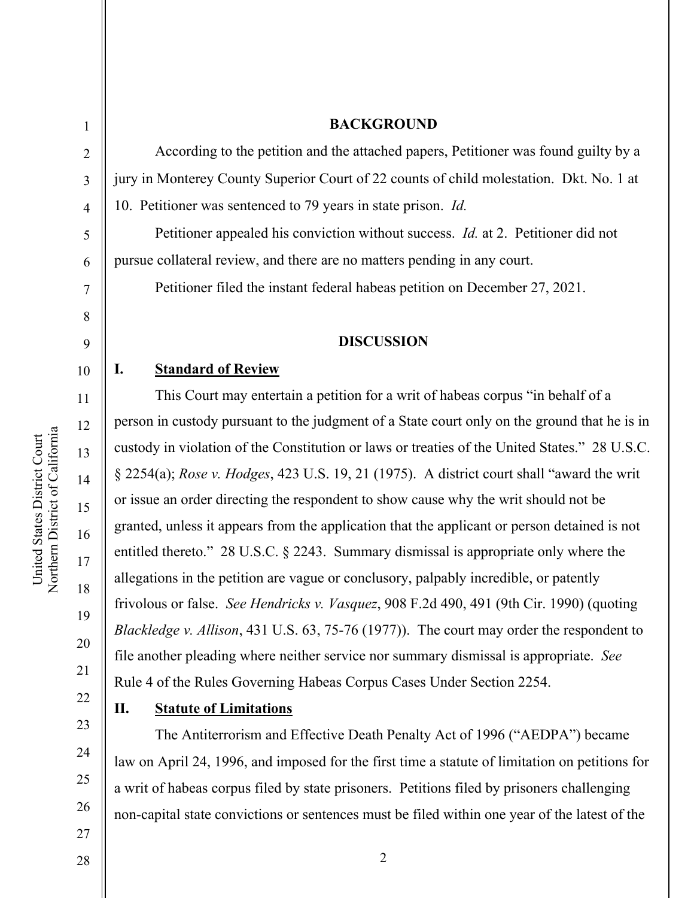## BACKGROUND

According to the petition and the attached papers, Petitioner was found guilty by a jury in Monterey County Superior Court of 22 counts of child molestation. Dkt. No. 1 at 10. Petitioner was sentenced to 79 years in state prison. *Id.*

Petitioner appealed his conviction without success. *Id.* at 2. Petitioner did not pursue collateral review, and there are no matters pending in any court.

Petitioner filed the instant federal habeas petition on December 27, 2021.

## DISCUSSION

### I. Standard of Review

This Court may entertain a petition for a writ of habeas corpus "in behalf of a person in custody pursuant to the judgment of a State court only on the ground that he is in custody in violation of the Constitution or laws or treaties of the United States." 28 U.S.C. § 2254(a); *Rose v. Hodges*, 423 U.S. 19, 21 (1975). A district court shall "award the writ or issue an order directing the respondent to show cause why the writ should not be granted, unless it appears from the application that the applicant or person detained is not entitled thereto." 28 U.S.C. § 2243. Summary dismissal is appropriate only where the allegations in the petition are vague or conclusory, palpably incredible, or patently frivolous or false. *See Hendricks v. Vasquez*, 908 F.2d 490, 491 (9th Cir. 1990) (quoting *Blackledge v. Allison*, 431 U.S. 63, 75-76 (1977)). The court may order the respondent to file another pleading where neither service nor summary dismissal is appropriate. *See* Rule 4 of the Rules Governing Habeas Corpus Cases Under Section 2254.

### II. Statute of Limitations

The Antiterrorism and Effective Death Penalty Act of 1996 ("AEDPA") became law on April 24, 1996, and imposed for the first time a statute of limitation on petitions for a writ of habeas corpus filed by state prisoners. Petitions filed by prisoners challenging non-capital state convictions or sentences must be filed within one year of the latest of the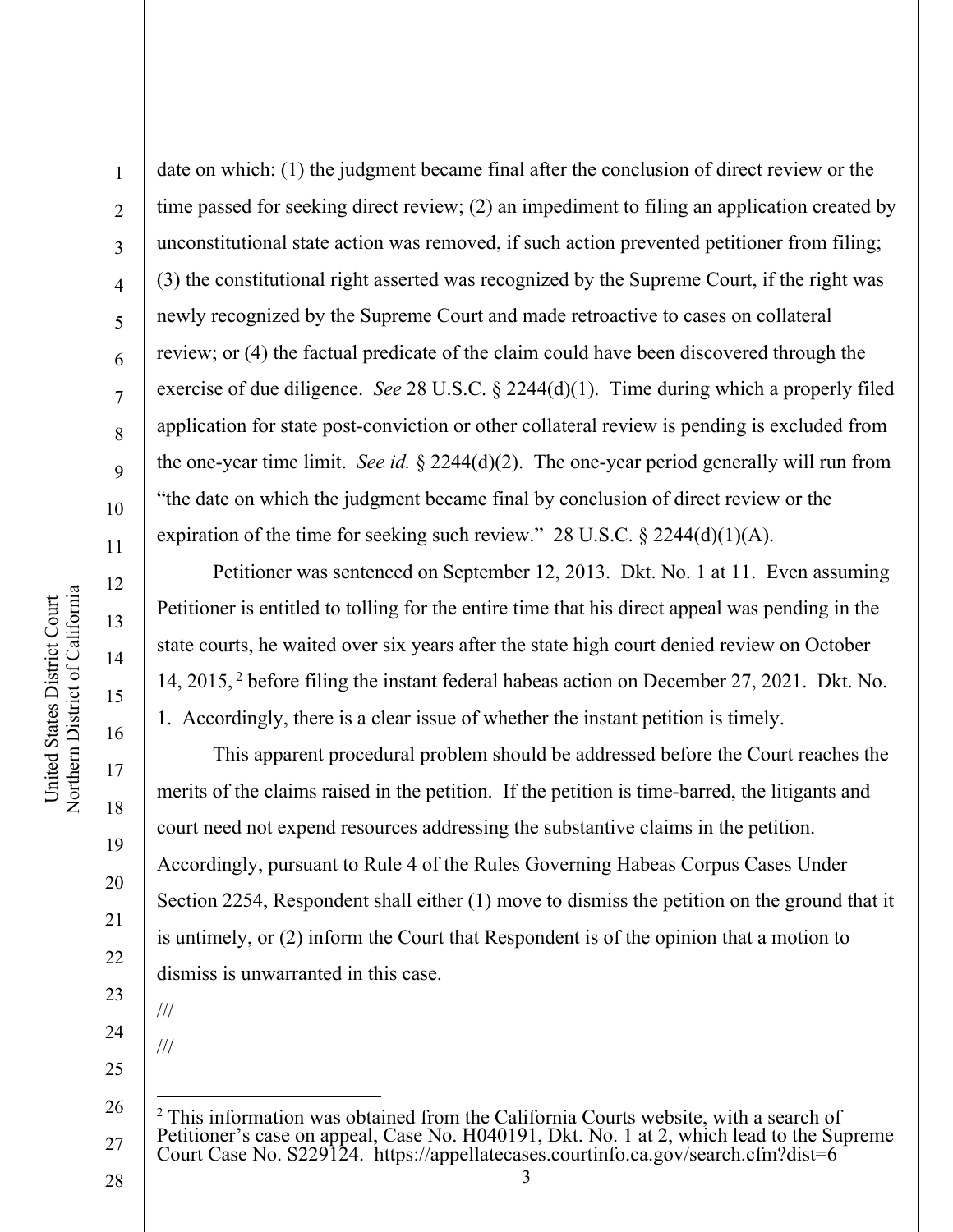date on which: (1) the judgment became final after the conclusion of direct review or the time passed for seeking direct review; (2) an impediment to filing an application created by unconstitutional state action was removed, if such action prevented petitioner from filing; (3) the constitutional right asserted was recognized by the Supreme Court, if the right was newly recognized by the Supreme Court and made retroactive to cases on collateral review; or (4) the factual predicate of the claim could have been discovered through the exercise of due diligence. *See* 28 U.S.C. § 2244(d)(1). Time during which a properly filed application for state post-conviction or other collateral review is pending is excluded from the one-year time limit. *See id.* § 2244(d)(2). The one-year period generally will run from "the date on which the judgment became final by conclusion of direct review or the expiration of the time for seeking such review." 28 U.S.C. § 2244(d)(1)(A).

Petitioner was sentenced on September 12, 2013. Dkt. No. 1 at 11. Even assuming Petitioner is entitled to tolling for the entire time that his direct appeal was pending in the state courts, he waited over six years after the state high court denied review on October 14, 2015,[2] before filing the instant federal habeas action on December 27, 2021. Dkt. No. 1. Accordingly, there is a clear issue of whether the instant petition is timely.

This apparent procedural problem should be addressed before the Court reaches the merits of the claims raised in the petition. If the petition is time-barred, the litigants and court need not expend resources addressing the substantive claims in the petition. Accordingly, pursuant to Rule 4 of the Rules Governing Habeas Corpus Cases Under Section 2254, Respondent shall either (1) move to dismiss the petition on the ground that it is untimely, or (2) inform the Court that Respondent is of the opinion that a motion to dismiss is unwarranted in this case.

///

///

---

[2] This information was obtained from the California Courts website, with a search of Petitioner's case on appeal, Case No. H040191, Dkt. No. 1 at 2, which lead to the Supreme Court Case No. S229124. https://appellatecases.courtinfo.ca.gov/search.cfm?dist=6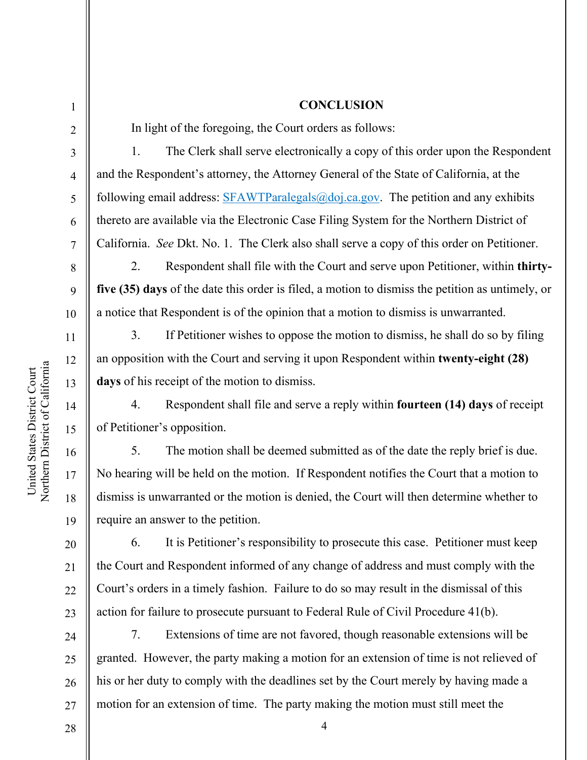## CONCLUSION

In light of the foregoing, the Court orders as follows:

1. The Clerk shall serve electronically a copy of this order upon the Respondent and the Respondent's attorney, the Attorney General of the State of California, at the following email address: SFAWTParalegals@doj.ca.gov. The petition and any exhibits thereto are available via the Electronic Case Filing System for the Northern District of California. *See* Dkt. No. 1. The Clerk also shall serve a copy of this order on Petitioner.

2. Respondent shall file with the Court and serve upon Petitioner, within **thirty-five (35) days** of the date this order is filed, a motion to dismiss the petition as untimely, or a notice that Respondent is of the opinion that a motion to dismiss is unwarranted.

3. If Petitioner wishes to oppose the motion to dismiss, he shall do so by filing an opposition with the Court and serving it upon Respondent within **twenty-eight (28) days** of his receipt of the motion to dismiss.

4. Respondent shall file and serve a reply within **fourteen (14) days** of receipt of Petitioner's opposition.

5. The motion shall be deemed submitted as of the date the reply brief is due. No hearing will be held on the motion. If Respondent notifies the Court that a motion to dismiss is unwarranted or the motion is denied, the Court will then determine whether to require an answer to the petition.

6. It is Petitioner's responsibility to prosecute this case. Petitioner must keep the Court and Respondent informed of any change of address and must comply with the Court's orders in a timely fashion. Failure to do so may result in the dismissal of this action for failure to prosecute pursuant to Federal Rule of Civil Procedure 41(b).

7. Extensions of time are not favored, though reasonable extensions will be granted. However, the party making a motion for an extension of time is not relieved of his or her duty to comply with the deadlines set by the Court merely by having made a motion for an extension of time. The party making the motion must still meet the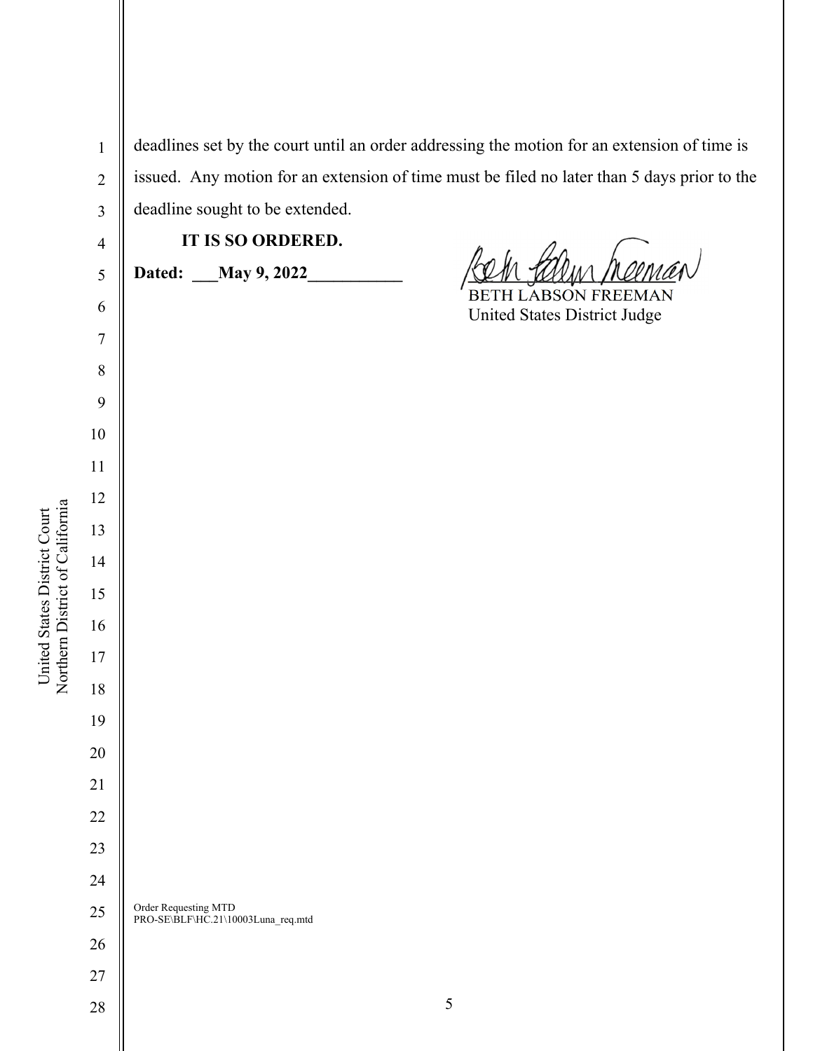deadlines set by the court until an order addressing the motion for an extension of time is issued. Any motion for an extension of time must be filed no later than 5 days prior to the deadline sought to be extended.

**IT IS SO ORDERED.**

**Dated: May 9, 2022**

BETH LABSON FREEMAN
United States District Judge

Order Requesting MTD
PRO-SE\BLF\HC.21\10003Luna_req.mtd